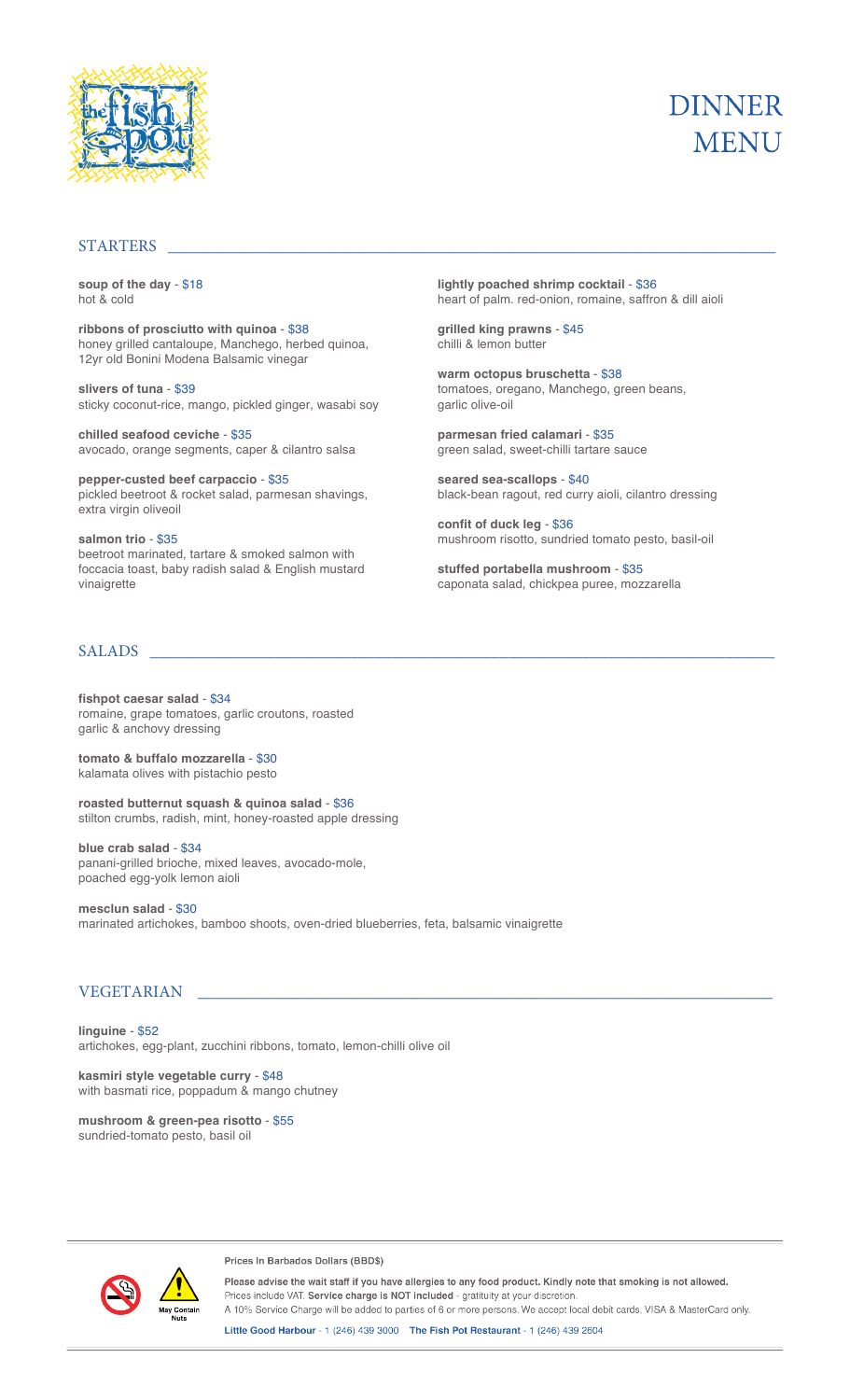# DINNER MENU

## STARTERS

**soup of the day** - $18
hot & cold

**ribbons of prosciutto with quinoa** - $38
honey grilled cantaloupe, Manchego, herbed quinoa, 12yr old Bonini Modena Balsamic vinegar

**slivers of tuna** - $39
sticky coconut-rice, mango, pickled ginger, wasabi soy

**chilled seafood ceviche** - $35
avocado, orange segments, caper & cilantro salsa

**pepper-custed beef carpaccio** - $35
pickled beetroot & rocket salad, parmesan shavings, extra virgin oliveoil

**salmon trio** - $35
beetroot marinated, tartare & smoked salmon with foccacia toast, baby radish salad & English mustard vinaigrette

**lightly poached shrimp cocktail** - $36
heart of palm. red-onion, romaine, saffron & dill aioli

**grilled king prawns** - $45
chilli & lemon butter

**warm octopus bruschetta** - $38
tomatoes, oregano, Manchego, green beans, garlic olive-oil

**parmesan fried calamari** - $35
green salad, sweet-chilli tartare sauce

**seared sea-scallops** - $40
black-bean ragout, red curry aioli, cilantro dressing

**confit of duck leg** - $36
mushroom risotto, sundried tomato pesto, basil-oil

**stuffed portabella mushroom** - $35
caponata salad, chickpea puree, mozzarella

## SALADS

**fishpot caesar salad** - $34
romaine, grape tomatoes, garlic croutons, roasted garlic & anchovy dressing

**tomato & buffalo mozzarella** - $30
kalamata olives with pistachio pesto

**roasted butternut squash & quinoa salad** - $36
stilton crumbs, radish, mint, honey-roasted apple dressing

**blue crab salad** - $34
panani-grilled brioche, mixed leaves, avocado-mole, poached egg-yolk lemon aioli

**mesclun salad** - $30
marinated artichokes, bamboo shoots, oven-dried blueberries, feta, balsamic vinaigrette

## VEGETARIAN

**linguine** - $52
artichokes, egg-plant, zucchini ribbons, tomato, lemon-chilli olive oil

**kasmiri style vegetable curry** - $48
with basmati rice, poppadum & mango chutney

**mushroom & green-pea risotto** - $55
sundried-tomato pesto, basil oil

---

May Contain Nuts

Prices In Barbados Dollars (BBD$)

**Please advise the wait staff if you have allergies to any food product. Kindly note that smoking is not allowed.**
Prices include VAT. **Service charge is NOT included** - gratuity at your discretion.
A 10% Service Charge will be added to parties of 6 or more persons. We accept local debit cards, VISA & MasterCard only.

**Little Good Harbour** - 1 (246) 439 3000 **The Fish Pot Restaurant** - 1 (246) 439 2604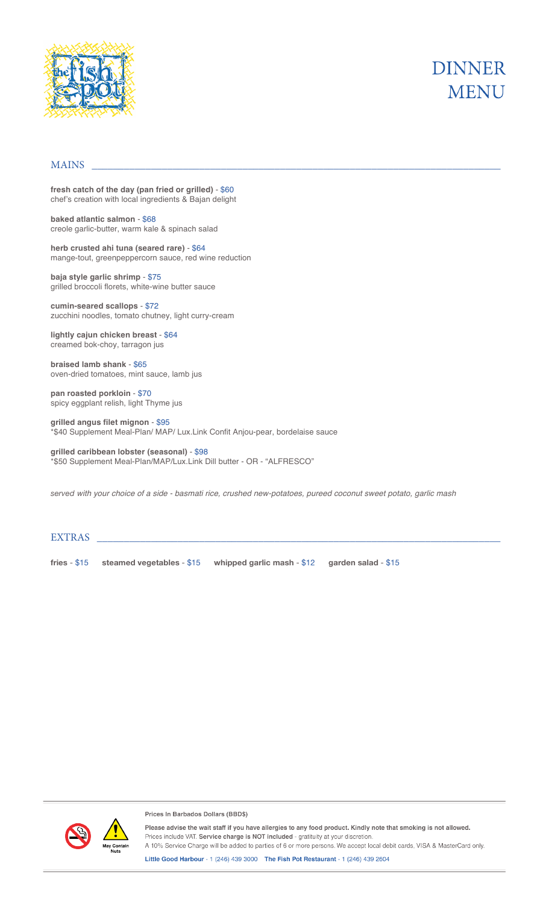# DINNER MENU

## MAINS

**fresh catch of the day (pan fried or grilled)** - $60
chef's creation with local ingredients & Bajan delight

**baked atlantic salmon** - $68
creole garlic-butter, warm kale & spinach salad

**herb crusted ahi tuna (seared rare)** - $64
mange-tout, greenpeppercorn sauce, red wine reduction

**baja style garlic shrimp** - $75
grilled broccoli florets, white-wine butter sauce

**cumin-seared scallops** - $72
zucchini noodles, tomato chutney, light curry-cream

**lightly cajun chicken breast** - $64
creamed bok-choy, tarragon jus

**braised lamb shank** - $65
oven-dried tomatoes, mint sauce, lamb jus

**pan roasted porkloin** - $70
spicy eggplant relish, light Thyme jus

**grilled angus filet mignon** - $95
*$40 Supplement Meal-Plan/ MAP/ Lux.Link Confit Anjou-pear, bordelaise sauce

**grilled caribbean lobster (seasonal)** - $98
*$50 Supplement Meal-Plan/MAP/Lux.Link Dill butter - OR - "ALFRESCO"

*served with your choice of a side - basmati rice, crushed new-potatoes, pureed coconut sweet potato, garlic mash*

## EXTRAS

**fries** - $15 **steamed vegetables** - $15 **whipped garlic mash** - $12 **garden salad** - $15

Prices In Barbados Dollars (BBD$)

May Contain Nuts

**Please advise the wait staff if you have allergies to any food product. Kindly note that smoking is not allowed.**
Prices include VAT. **Service charge is NOT included** - gratuity at your discretion.
A 10% Service Charge will be added to parties of 6 or more persons. We accept local debit cards, VISA & MasterCard only.

**Little Good Harbour** - 1 (246) 439 3000 **The Fish Pot Restaurant** - 1 (246) 439 2604